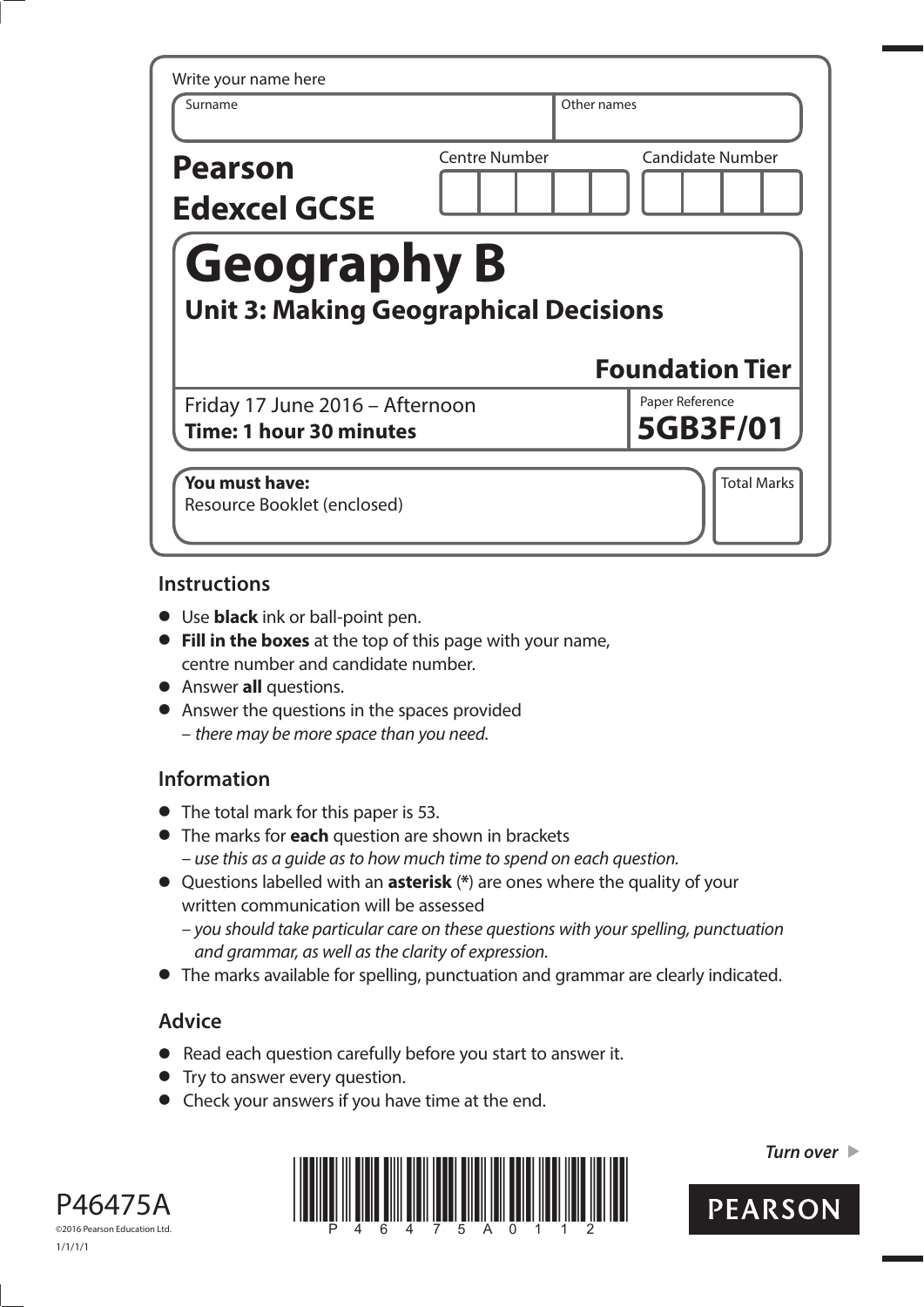Write your name here

| Surname | Other names |
|---|---|
| | |

**Pearson Edexcel GCSE**

Centre Number | Candidate Number

# Geography B

## Unit 3: Making Geographical Decisions

**Foundation Tier**

Friday 17 June 2016 – Afternoon
**Time: 1 hour 30 minutes**

Paper Reference
**5GB3F/01**

**You must have:**
Resource Booklet (enclosed)

Total Marks

## Instructions

- Use **black** ink or ball-point pen.
- **Fill in the boxes** at the top of this page with your name, centre number and candidate number.
- Answer **all** questions.
- Answer the questions in the spaces provided
  – *there may be more space than you need.*

## Information

- The total mark for this paper is 53.
- The marks for **each** question are shown in brackets
  – *use this as a guide as to how much time to spend on each question.*
- Questions labelled with an **asterisk** (**\***) are ones where the quality of your written communication will be assessed
  – *you should take particular care on these questions with your spelling, punctuation and grammar, as well as the clarity of expression.*
- The marks available for spelling, punctuation and grammar are clearly indicated.

## Advice

- Read each question carefully before you start to answer it.
- Try to answer every question.
- Check your answers if you have time at the end.

*Turn over* ▶

P46475A
©2016 Pearson Education Ltd.
1/1/1/1

PEARSON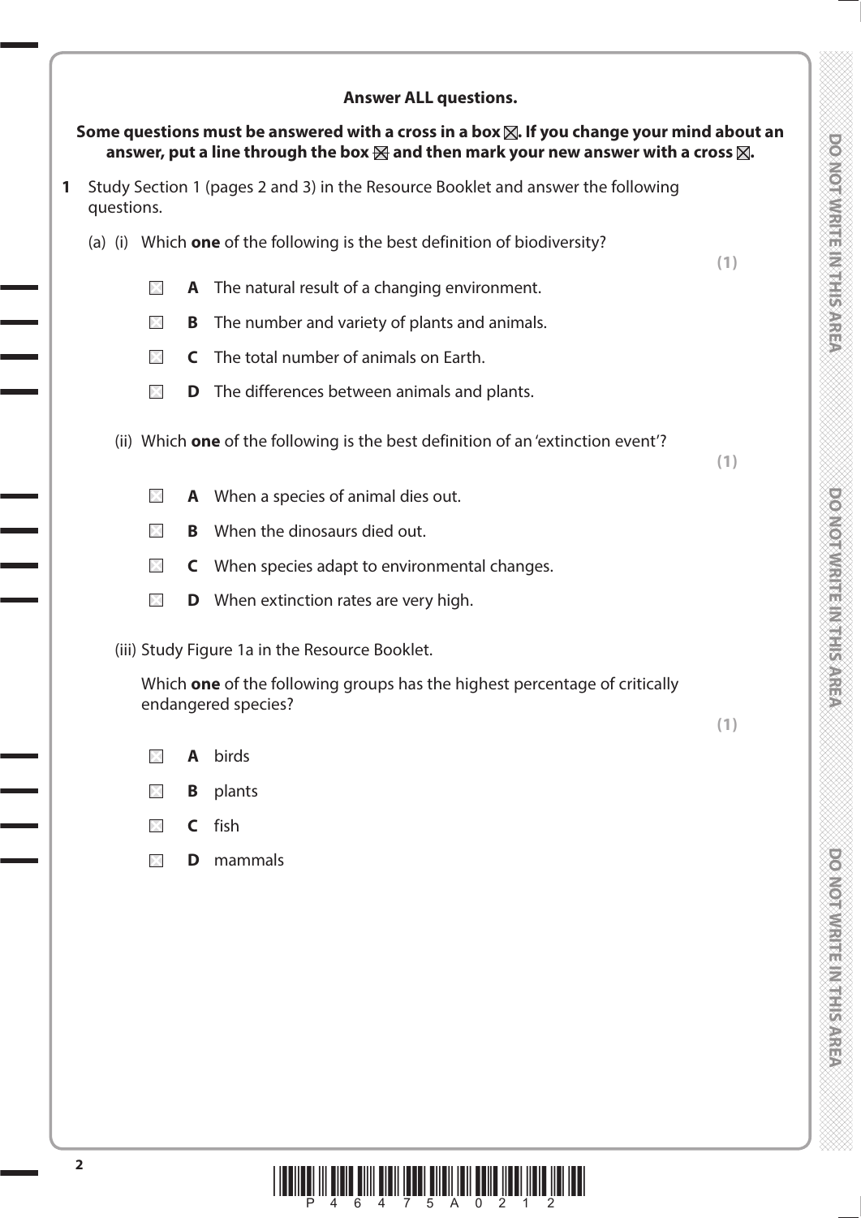**Answer ALL questions.**

**Some questions must be answered with a cross in a box ☒. If you change your mind about an answer, put a line through the box ☒ and then mark your new answer with a cross ☒.**

**1** Study Section 1 (pages 2 and 3) in the Resource Booklet and answer the following questions.

(a) (i) Which **one** of the following is the best definition of biodiversity?

**(1)**

☐ **A** The natural result of a changing environment.

☐ **B** The number and variety of plants and animals.

☐ **C** The total number of animals on Earth.

☐ **D** The differences between animals and plants.

(ii) Which **one** of the following is the best definition of an 'extinction event'?

**(1)**

☐ **A** When a species of animal dies out.

☐ **B** When the dinosaurs died out.

☐ **C** When species adapt to environmental changes.

☐ **D** When extinction rates are very high.

(iii) Study Figure 1a in the Resource Booklet.

Which **one** of the following groups has the highest percentage of critically endangered species?

**(1)**

☐ **A** birds

☐ **B** plants

☐ **C** fish

☐ **D** mammals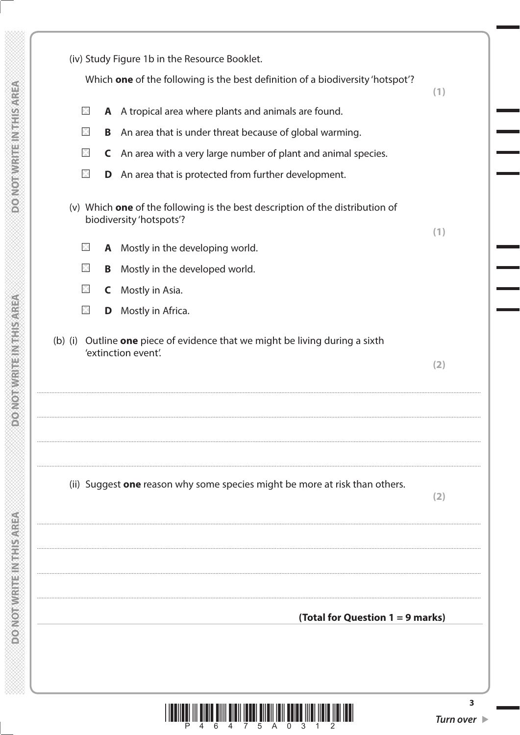(iv) Study Figure 1b in the Resource Booklet.

Which **one** of the following is the best definition of a biodiversity 'hotspot'?

**(1)**

☒ **A** A tropical area where plants and animals are found.

☒ **B** An area that is under threat because of global warming.

☒ **C** An area with a very large number of plant and animal species.

☒ **D** An area that is protected from further development.

(v) Which **one** of the following is the best description of the distribution of biodiversity 'hotspots'?

**(1)**

☒ **A** Mostly in the developing world.

☒ **B** Mostly in the developed world.

☒ **C** Mostly in Asia.

☒ **D** Mostly in Africa.

(b) (i) Outline **one** piece of evidence that we might be living during a sixth 'extinction event'.

**(2)**

..................................................................................................................................................................................................................

..................................................................................................................................................................................................................

..................................................................................................................................................................................................................

..................................................................................................................................................................................................................

(ii) Suggest **one** reason why some species might be more at risk than others.

**(2)**

..................................................................................................................................................................................................................

..................................................................................................................................................................................................................

..................................................................................................................................................................................................................

..................................................................................................................................................................................................................

**(Total for Question 1 = 9 marks)**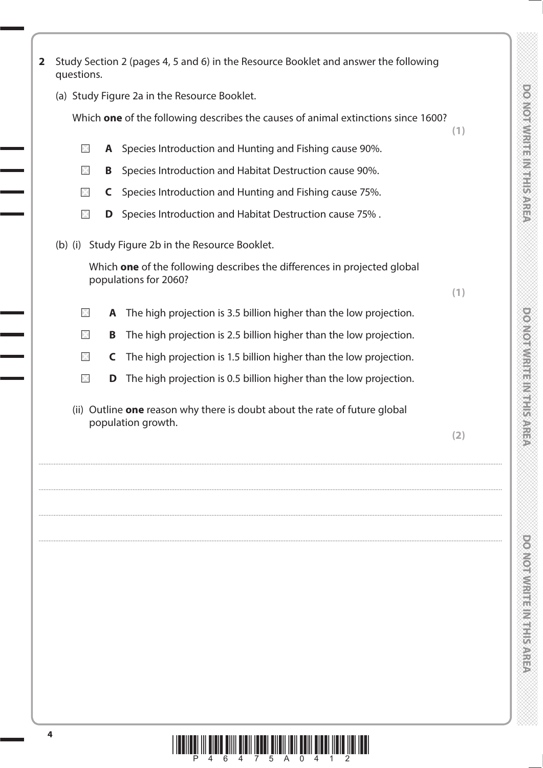**2** Study Section 2 (pages 4, 5 and 6) in the Resource Booklet and answer the following questions.

(a) Study Figure 2a in the Resource Booklet.

Which **one** of the following describes the causes of animal extinctions since 1600?

**(1)**

- ☐ **A** Species Introduction and Hunting and Fishing cause 90%.
- ☐ **B** Species Introduction and Habitat Destruction cause 90%.
- ☐ **C** Species Introduction and Hunting and Fishing cause 75%.
- ☐ **D** Species Introduction and Habitat Destruction cause 75% .

(b) (i) Study Figure 2b in the Resource Booklet.

Which **one** of the following describes the differences in projected global populations for 2060?

**(1)**

- ☐ **A** The high projection is 3.5 billion higher than the low projection.
- ☐ **B** The high projection is 2.5 billion higher than the low projection.
- ☐ **C** The high projection is 1.5 billion higher than the low projection.
- ☐ **D** The high projection is 0.5 billion higher than the low projection.

(ii) Outline **one** reason why there is doubt about the rate of future global population growth.

**(2)**

..............................................................................................................................................

..............................................................................................................................................

..............................................................................................................................................

..............................................................................................................................................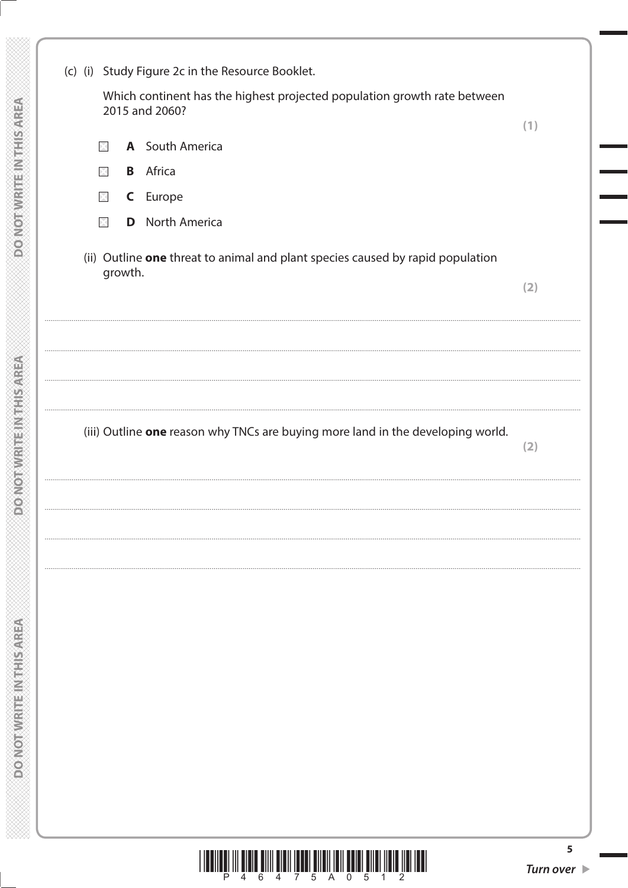(c) (i) Study Figure 2c in the Resource Booklet.

Which continent has the highest projected population growth rate between 2015 and 2060?

**(1)**

- ☒ **A** South America
- ☒ **B** Africa
- ☒ **C** Europe
- ☒ **D** North America

(ii) Outline **one** threat to animal and plant species caused by rapid population growth.

**(2)**

.......................................................................................................................................................................................

.......................................................................................................................................................................................

.......................................................................................................................................................................................

.......................................................................................................................................................................................

(iii) Outline **one** reason why TNCs are buying more land in the developing world.

**(2)**

.......................................................................................................................................................................................

.......................................................................................................................................................................................

.......................................................................................................................................................................................

.......................................................................................................................................................................................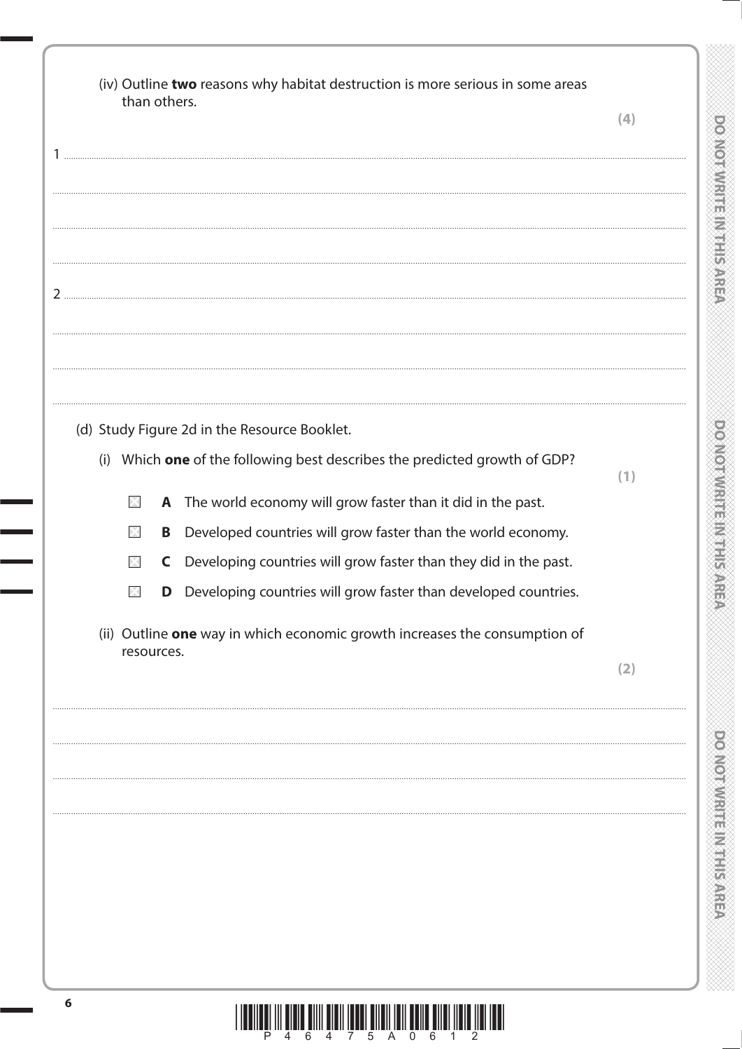(iv) Outline **two** reasons why habitat destruction is more serious in some areas than others.

**(4)**

1 ..............................................................................................................................................

..............................................................................................................................................

..............................................................................................................................................

2 ..............................................................................................................................................

..............................................................................................................................................

..............................................................................................................................................

(d) Study Figure 2d in the Resource Booklet.

(i) Which **one** of the following best describes the predicted growth of GDP?

**(1)**

- ☒ **A** The world economy will grow faster than it did in the past.
- ☒ **B** Developed countries will grow faster than the world economy.
- ☒ **C** Developing countries will grow faster than they did in the past.
- ☒ **D** Developing countries will grow faster than developed countries.

(ii) Outline **one** way in which economic growth increases the consumption of resources.

**(2)**

..............................................................................................................................................

..............................................................................................................................................

..............................................................................................................................................

..............................................................................................................................................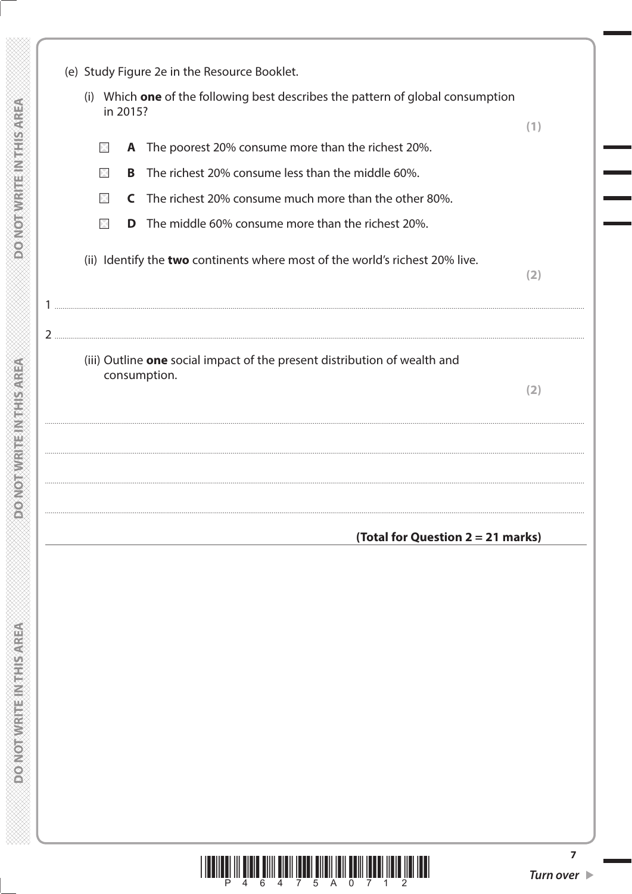(e) Study Figure 2e in the Resource Booklet.

(i) Which **one** of the following best describes the pattern of global consumption in 2015?

**(1)**

☒ **A** The poorest 20% consume more than the richest 20%.

☒ **B** The richest 20% consume less than the middle 60%.

☒ **C** The richest 20% consume much more than the other 80%.

☒ **D** The middle 60% consume more than the richest 20%.

(ii) Identify the **two** continents where most of the world's richest 20% live.

**(2)**

1 ....................................................................................................................................................................

2 ....................................................................................................................................................................

(iii) Outline **one** social impact of the present distribution of wealth and consumption.

**(2)**

....................................................................................................................................................................

....................................................................................................................................................................

....................................................................................................................................................................

....................................................................................................................................................................

**(Total for Question 2 = 21 marks)**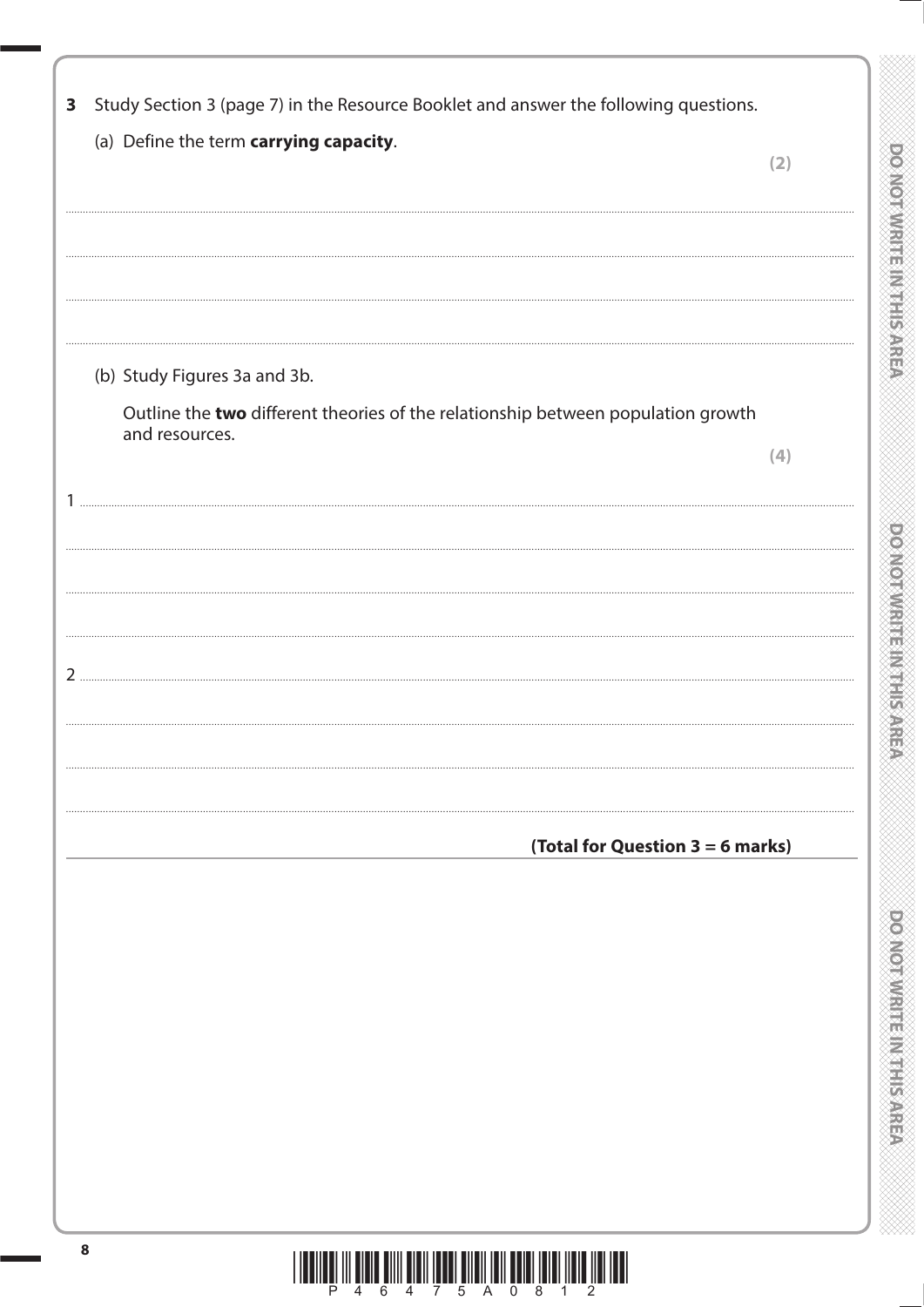**3** Study Section 3 (page 7) in the Resource Booklet and answer the following questions.

(a) Define the term **carrying capacity**.

**(2)**

.......................................................................................................................................................................................

.......................................................................................................................................................................................

.......................................................................................................................................................................................

.......................................................................................................................................................................................

(b) Study Figures 3a and 3b.

Outline the **two** different theories of the relationship between population growth and resources.

**(4)**

1 .......................................................................................................................................................................................

.......................................................................................................................................................................................

.......................................................................................................................................................................................

.......................................................................................................................................................................................

2 .......................................................................................................................................................................................

.......................................................................................................................................................................................

.......................................................................................................................................................................................

.......................................................................................................................................................................................

**(Total for Question 3 = 6 marks)**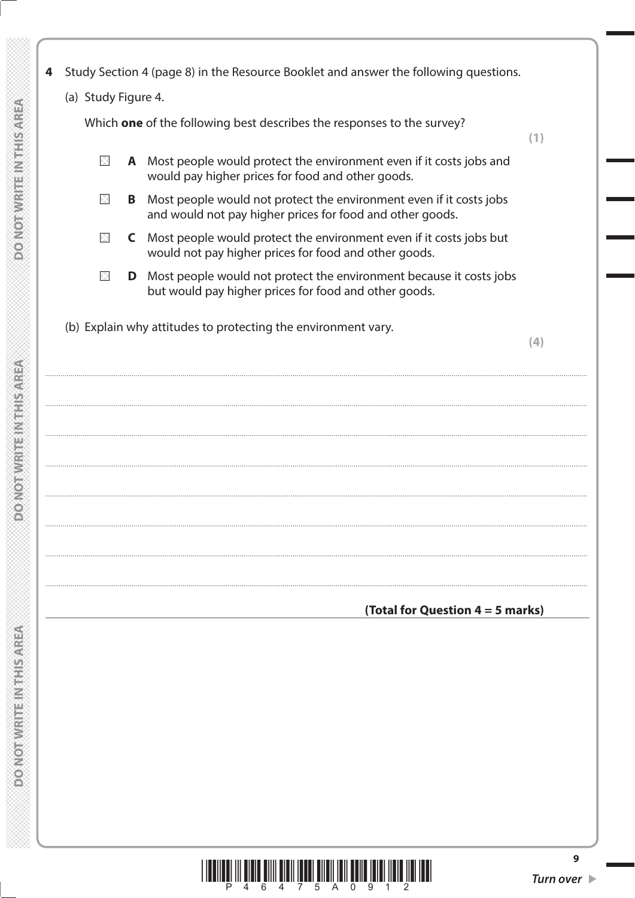**4** Study Section 4 (page 8) in the Resource Booklet and answer the following questions.

(a) Study Figure 4.

Which **one** of the following best describes the responses to the survey?

**(1)**

☒ **A** Most people would protect the environment even if it costs jobs and would pay higher prices for food and other goods.

☒ **B** Most people would not protect the environment even if it costs jobs and would not pay higher prices for food and other goods.

☒ **C** Most people would protect the environment even if it costs jobs but would not pay higher prices for food and other goods.

☒ **D** Most people would not protect the environment because it costs jobs but would pay higher prices for food and other goods.

(b) Explain why attitudes to protecting the environment vary.

**(4)**

....................................................................................................................................................................................................................................

....................................................................................................................................................................................................................................

....................................................................................................................................................................................................................................

....................................................................................................................................................................................................................................

....................................................................................................................................................................................................................................

....................................................................................................................................................................................................................................

....................................................................................................................................................................................................................................

**(Total for Question 4 = 5 marks)**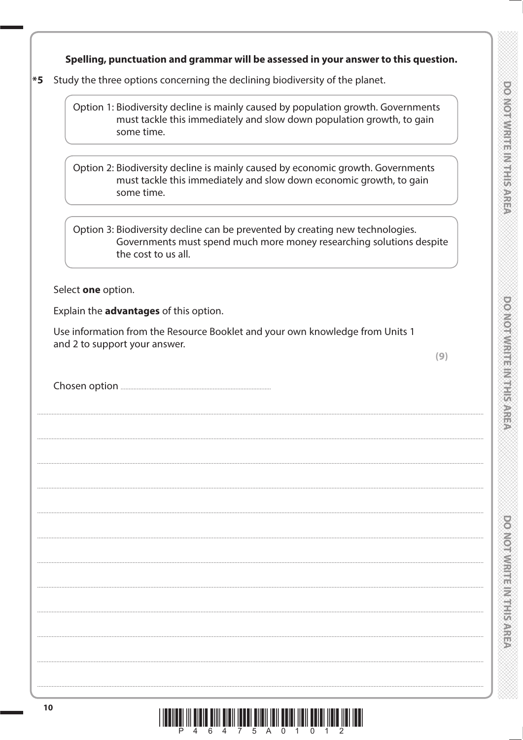**Spelling, punctuation and grammar will be assessed in your answer to this question.**

***5** Study the three options concerning the declining biodiversity of the planet.

Option 1: Biodiversity decline is mainly caused by population growth. Governments must tackle this immediately and slow down population growth, to gain some time.

Option 2: Biodiversity decline is mainly caused by economic growth. Governments must tackle this immediately and slow down economic growth, to gain some time.

Option 3: Biodiversity decline can be prevented by creating new technologies. Governments must spend much more money researching solutions despite the cost to us all.

Select **one** option.

Explain the **advantages** of this option.

Use information from the Resource Booklet and your own knowledge from Units 1 and 2 to support your answer.

**(9)**

Chosen option ..............................................................................................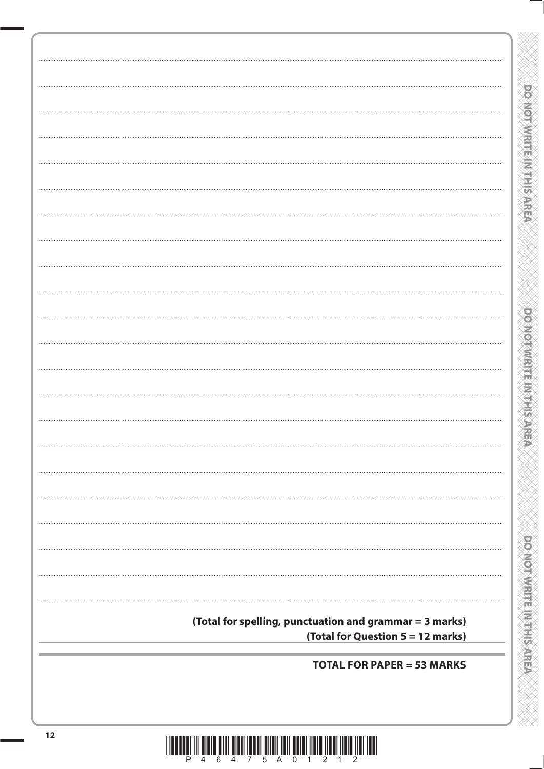(Total for spelling, punctuation and grammar = 3 marks)

(Total for Question 5 = 12 marks)

**TOTAL FOR PAPER = 53 MARKS**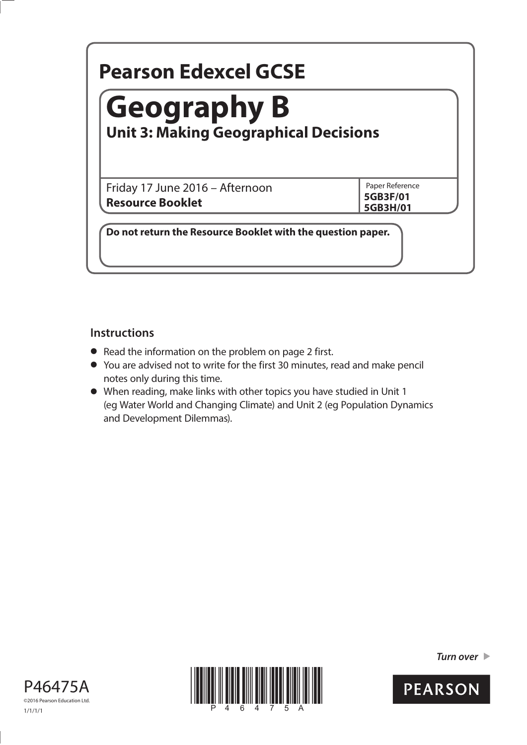# Pearson Edexcel GCSE

# Geography B

## Unit 3: Making Geographical Decisions

Friday 17 June 2016 – Afternoon

**Resource Booklet**

Paper Reference
**5GB3F/01**
**5GB3H/01**

**Do not return the Resource Booklet with the question paper.**

### Instructions

- Read the information on the problem on page 2 first.
- You are advised not to write for the first 30 minutes, read and make pencil notes only during this time.
- When reading, make links with other topics you have studied in Unit 1 (eg Water World and Changing Climate) and Unit 2 (eg Population Dynamics and Development Dilemmas).

*Turn over* ▶

P46475A

©2016 Pearson Education Ltd.

1/1/1/1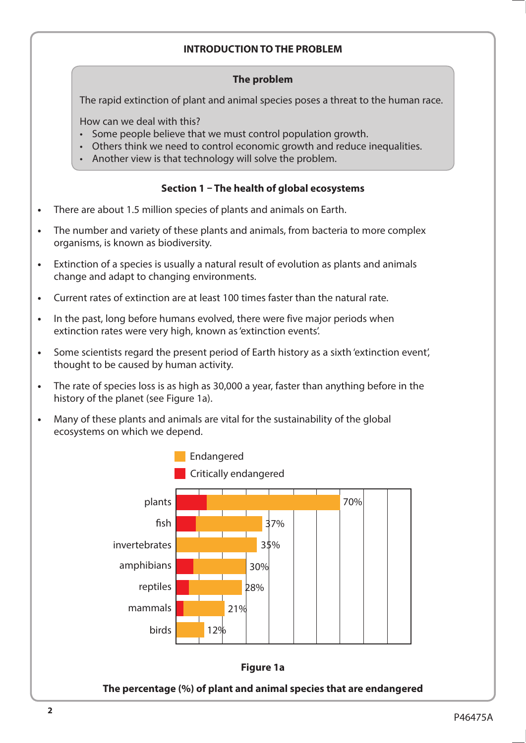## INTRODUCTION TO THE PROBLEM

### The problem

The rapid extinction of plant and animal species poses a threat to the human race.

How can we deal with this?

- Some people believe that we must control population growth.
- Others think we need to control economic growth and reduce inequalities.
- Another view is that technology will solve the problem.

### Section 1 – The health of global ecosystems

- There are about 1.5 million species of plants and animals on Earth.
- The number and variety of these plants and animals, from bacteria to more complex organisms, is known as biodiversity.
- Extinction of a species is usually a natural result of evolution as plants and animals change and adapt to changing environments.
- Current rates of extinction are at least 100 times faster than the natural rate.
- In the past, long before humans evolved, there were five major periods when extinction rates were very high, known as 'extinction events'.
- Some scientists regard the present period of Earth history as a sixth 'extinction event', thought to be caused by human activity.
- The rate of species loss is as high as 30,000 a year, faster than anything before in the history of the planet (see Figure 1a).
- Many of these plants and animals are vital for the sustainability of the global ecosystems on which we depend.

Legend: Endangered; Critically endangered

| Species | Percentage endangered |
|---|---|
| plants | 70% |
| fish | 37% |
| invertebrates | 35% |
| amphibians | 30% |
| reptiles | 28% |
| mammals | 21% |
| birds | 12% |

**Figure 1a**

**The percentage (%) of plant and animal species that are endangered**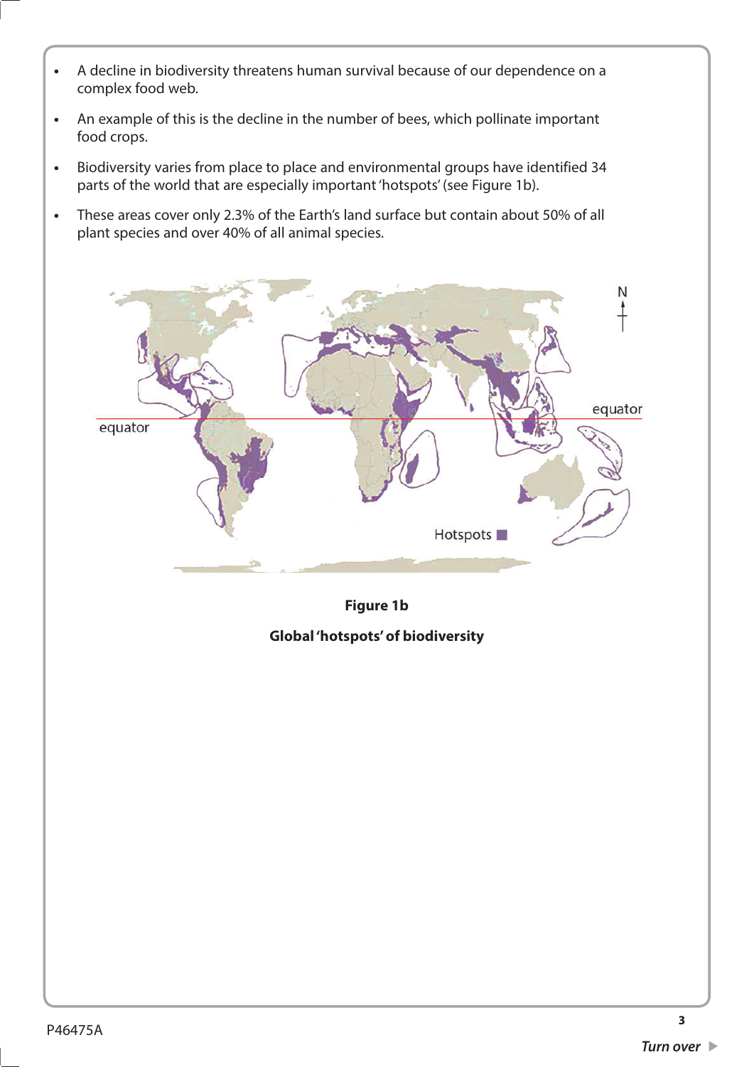- A decline in biodiversity threatens human survival because of our dependence on a complex food web.
- An example of this is the decline in the number of bees, which pollinate important food crops.
- Biodiversity varies from place to place and environmental groups have identified 34 parts of the world that are especially important 'hotspots' (see Figure 1b).
- These areas cover only 2.3% of the Earth's land surface but contain about 50% of all plant species and over 40% of all animal species.

**Figure 1b**

**Global 'hotspots' of biodiversity**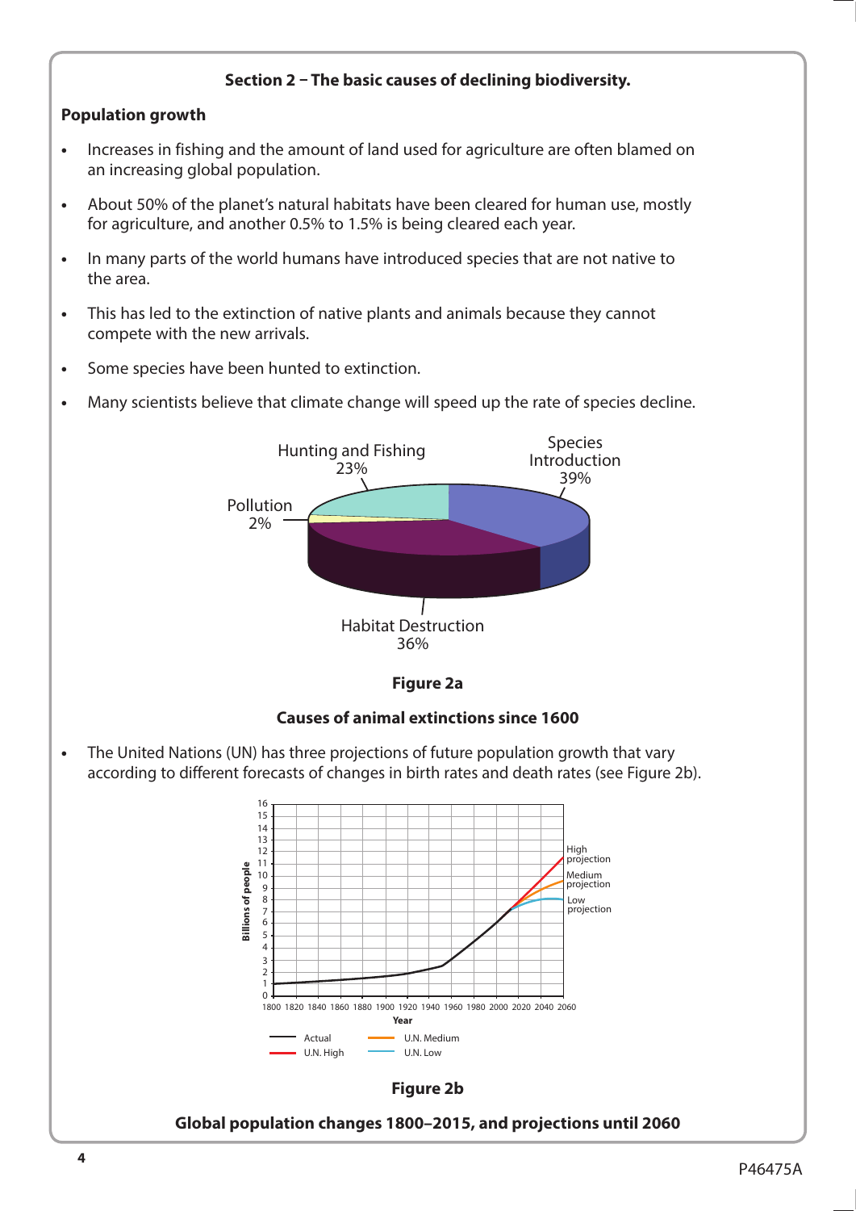**Section 2 – The basic causes of declining biodiversity.**

**Population growth**

- Increases in fishing and the amount of land used for agriculture are often blamed on an increasing global population.
- About 50% of the planet's natural habitats have been cleared for human use, mostly for agriculture, and another 0.5% to 1.5% is being cleared each year.
- In many parts of the world humans have introduced species that are not native to the area.
- This has led to the extinction of native plants and animals because they cannot compete with the new arrivals.
- Some species have been hunted to extinction.
- Many scientists believe that climate change will speed up the rate of species decline.

Hunting and Fishing 23%
Species Introduction 39%
Pollution 2%
Habitat Destruction 36%

**Figure 2a**

**Causes of animal extinctions since 1600**

- The United Nations (UN) has three projections of future population growth that vary according to different forecasts of changes in birth rates and death rates (see Figure 2b).

**Figure 2b**

**Global population changes 1800–2015, and projections until 2060**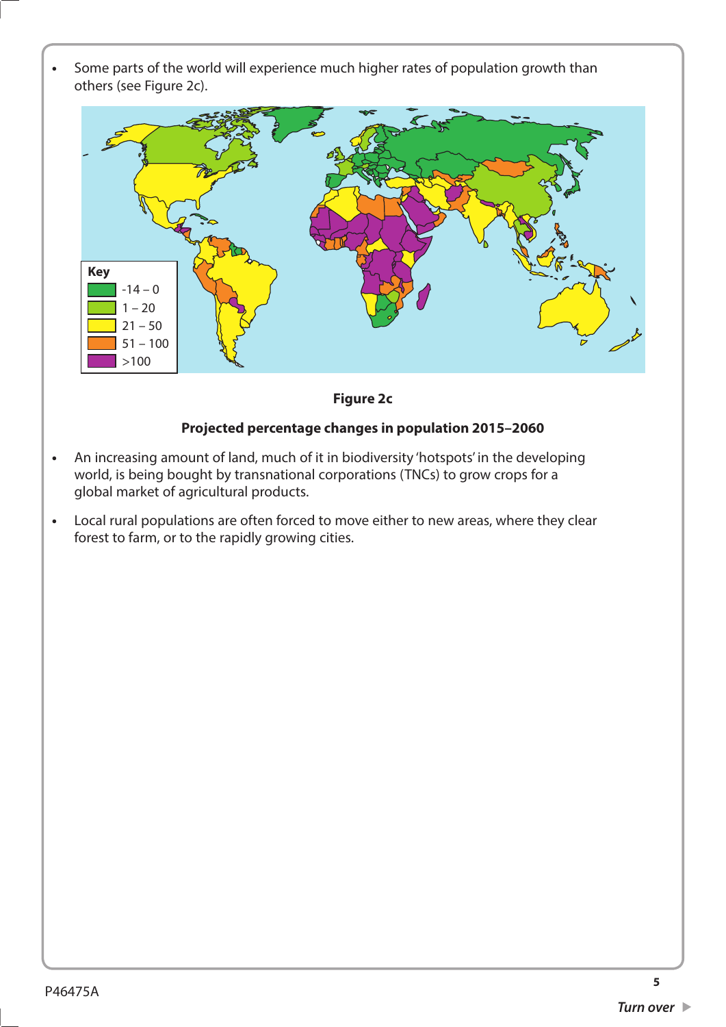- Some parts of the world will experience much higher rates of population growth than others (see Figure 2c).

Key

| Colour | Range |
|---|---|
| Dark green | -14 – 0 |
| Light green | 1 – 20 |
| Yellow | 21 – 50 |
| Orange | 51 – 100 |
| Purple | >100 |

**Figure 2c**

**Projected percentage changes in population 2015–2060**

- An increasing amount of land, much of it in biodiversity 'hotspots' in the developing world, is being bought by transnational corporations (TNCs) to grow crops for a global market of agricultural products.
- Local rural populations are often forced to move either to new areas, where they clear forest to farm, or to the rapidly growing cities.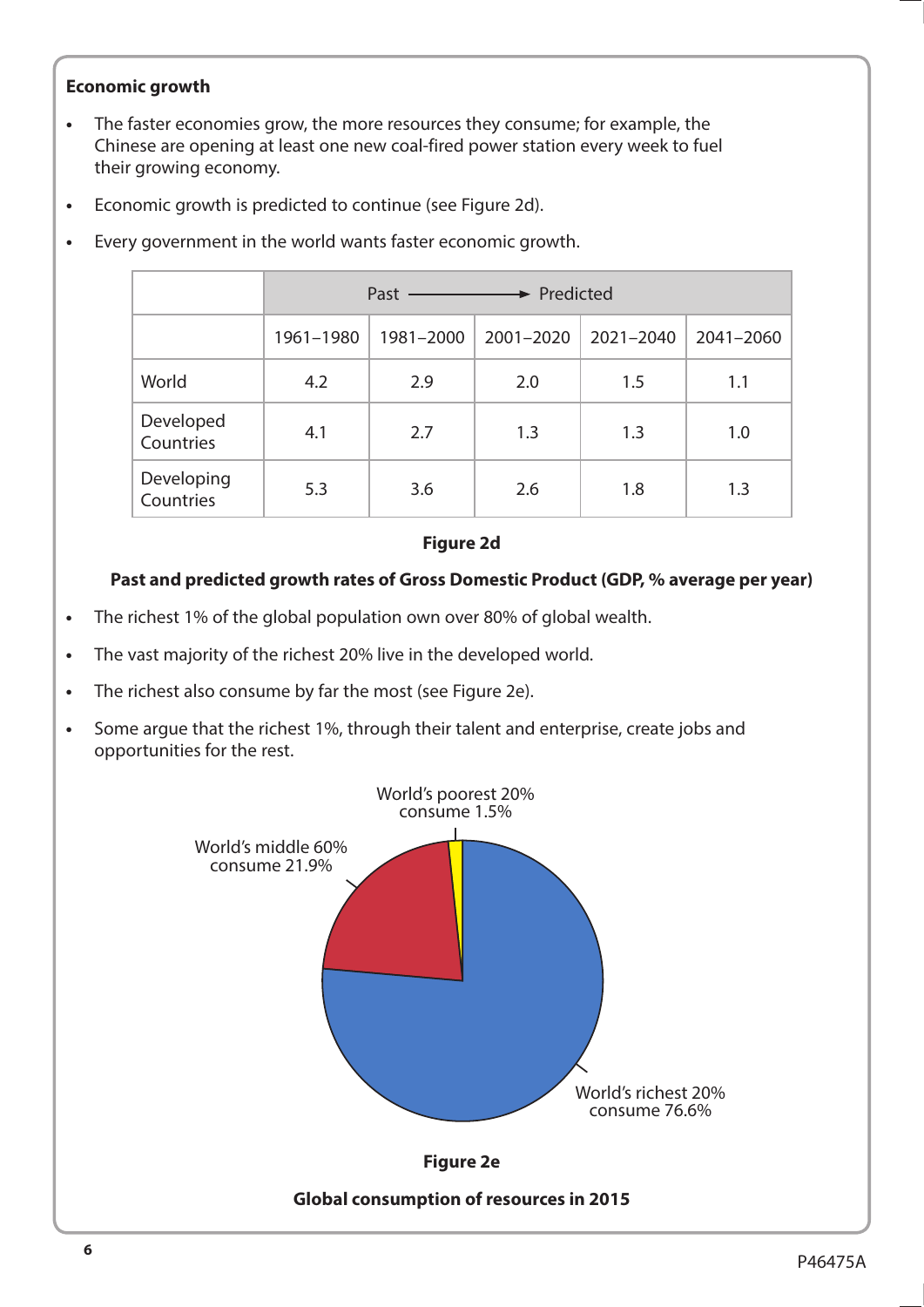**Economic growth**

- The faster economies grow, the more resources they consume; for example, the Chinese are opening at least one new coal-fired power station every week to fuel their growing economy.
- Economic growth is predicted to continue (see Figure 2d).
- Every government in the world wants faster economic growth.

| | Past ⟶ Predicted | | | | |
|---|---|---|---|---|---|
| | 1961–1980 | 1981–2000 | 2001–2020 | 2021–2040 | 2041–2060 |
| World | 4.2 | 2.9 | 2.0 | 1.5 | 1.1 |
| Developed Countries | 4.1 | 2.7 | 1.3 | 1.3 | 1.0 |
| Developing Countries | 5.3 | 3.6 | 2.6 | 1.8 | 1.3 |

**Figure 2d**

**Past and predicted growth rates of Gross Domestic Product (GDP, % average per year)**

- The richest 1% of the global population own over 80% of global wealth.
- The vast majority of the richest 20% live in the developed world.
- The richest also consume by far the most (see Figure 2e).
- Some argue that the richest 1%, through their talent and enterprise, create jobs and opportunities for the rest.

World's poorest 20% consume 1.5%

World's middle 60% consume 21.9%

World's richest 20% consume 76.6%

**Figure 2e**

**Global consumption of resources in 2015**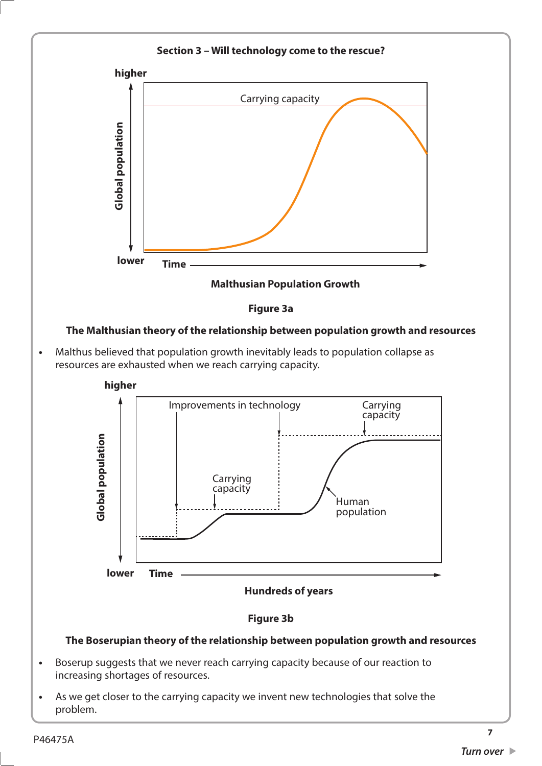## Section 3 – Will technology come to the rescue?

higher

Carrying capacity

Global population

lower Time

**Malthusian Population Growth**

**Figure 3a**

**The Malthusian theory of the relationship between population growth and resources**

- Malthus believed that population growth inevitably leads to population collapse as resources are exhausted when we reach carrying capacity.

higher

Improvements in technology

Carrying capacity

Carrying capacity

Human population

Global population

lower Time

**Hundreds of years**

**Figure 3b**

**The Boserupian theory of the relationship between population growth and resources**

- Boserup suggests that we never reach carrying capacity because of our reaction to increasing shortages of resources.
- As we get closer to the carrying capacity we invent new technologies that solve the problem.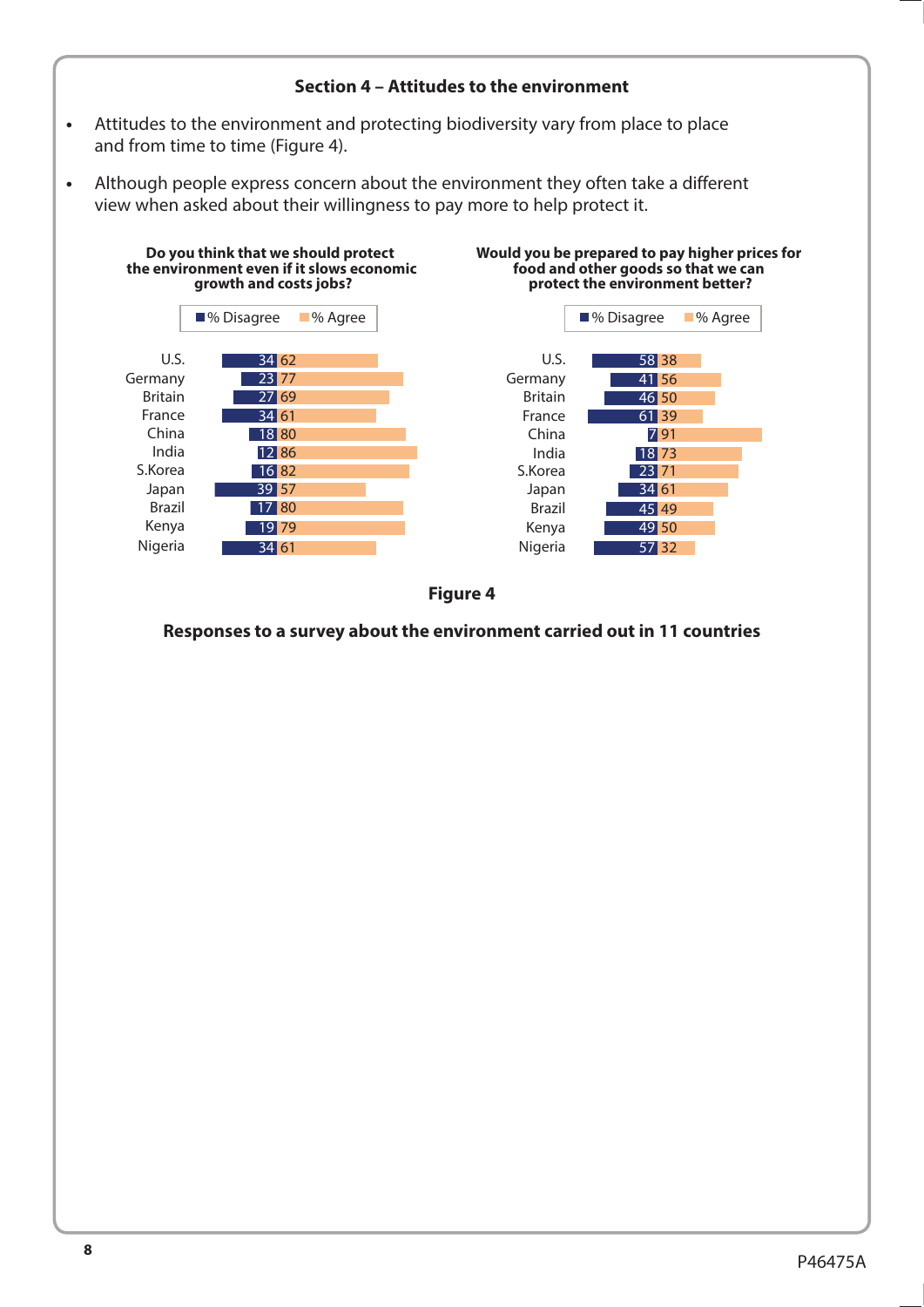## Section 4 – Attitudes to the environment

- Attitudes to the environment and protecting biodiversity vary from place to place and from time to time (Figure 4).
- Although people express concern about the environment they often take a different view when asked about their willingness to pay more to help protect it.

**Do you think that we should protect the environment even if it slows economic growth and costs jobs?**

% Disagree % Agree

U.S. 34 62
Germany 23 77
Britain 27 69
France 34 61
China 18 80
India 12 86
S.Korea 16 82
Japan 39 57
Brazil 17 80
Kenya 19 79
Nigeria 34 61

**Would you be prepared to pay higher prices for food and other goods so that we can protect the environment better?**

% Disagree % Agree

U.S. 58 38
Germany 41 56
Britain 46 50
France 61 39
China 7 91
India 18 73
S.Korea 23 71
Japan 34 61
Brazil 45 49
Kenya 49 50
Nigeria 57 32

**Figure 4**

**Responses to a survey about the environment carried out in 11 countries**